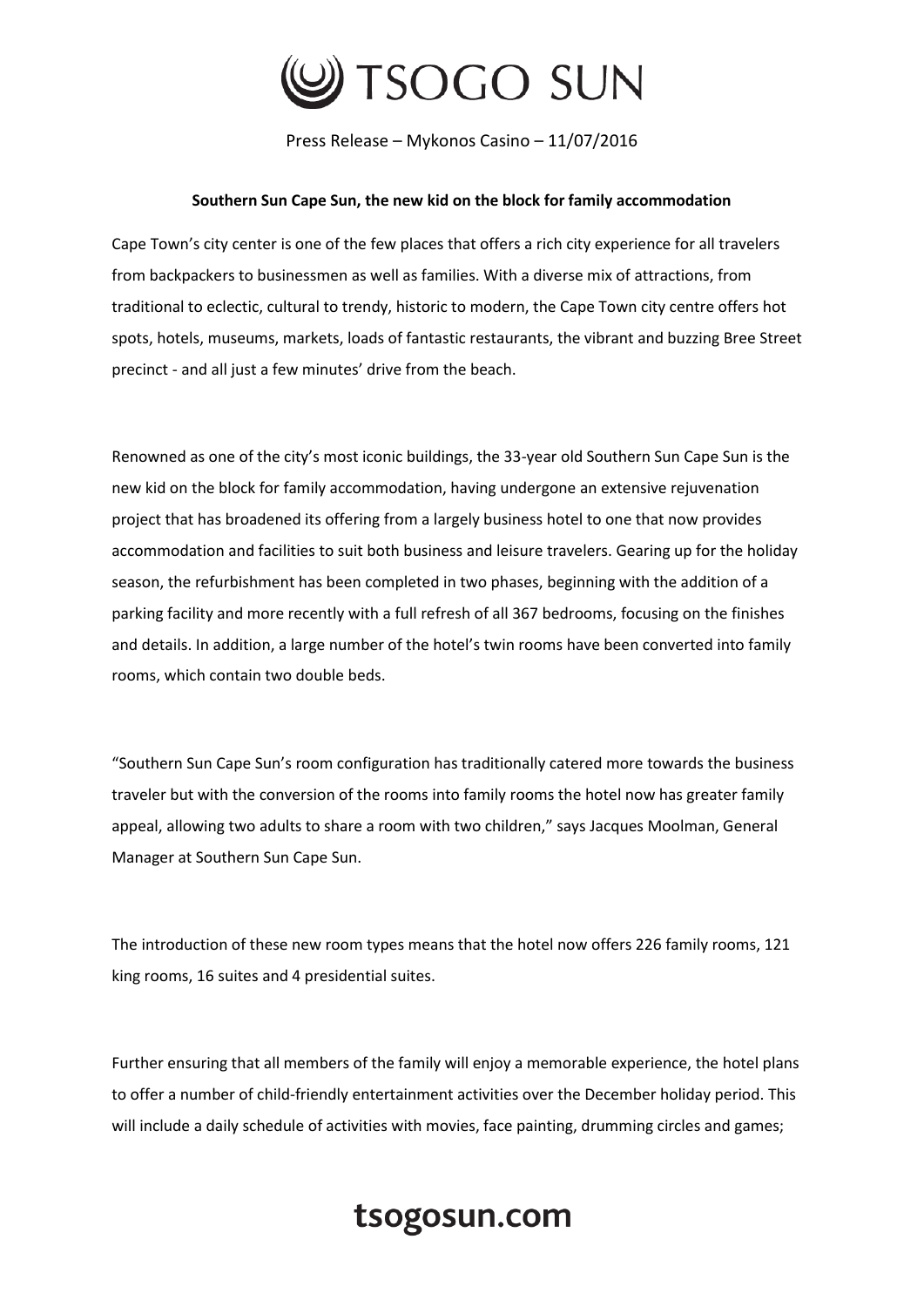Press Release – Mykonos Casino – 11/07/2016

**Southern Sun Cape Sun, the new kid on the block for family accommodation**

Cape Town's city center is one of the few places that offers a rich city experience for all travelers from backpackers to businessmen as well as families. With a diverse mix of attractions, from traditional to eclectic, cultural to trendy, historic to modern, the Cape Town city centre offers hot spots, hotels, museums, markets, loads of fantastic restaurants, the vibrant and buzzing Bree Street precinct - and all just a few minutes' drive from the beach.

Renowned as one of the city's most iconic buildings, the 33-year old Southern Sun Cape Sun is the new kid on the block for family accommodation, having undergone an extensive rejuvenation project that has broadened its offering from a largely business hotel to one that now provides accommodation and facilities to suit both business and leisure travelers. Gearing up for the holiday season, the refurbishment has been completed in two phases, beginning with the addition of a parking facility and more recently with a full refresh of all 367 bedrooms, focusing on the finishes and details. In addition, a large number of the hotel's twin rooms have been converted into family rooms, which contain two double beds.

"Southern Sun Cape Sun's room configuration has traditionally catered more towards the business traveler but with the conversion of the rooms into family rooms the hotel now has greater family appeal, allowing two adults to share a room with two children," says Jacques Moolman, General Manager at Southern Sun Cape Sun.

The introduction of these new room types means that the hotel now offers 226 family rooms, 121 king rooms, 16 suites and 4 presidential suites.

Further ensuring that all members of the family will enjoy a memorable experience, the hotel plans to offer a number of child-friendly entertainment activities over the December holiday period. This will include a daily schedule of activities with movies, face painting, drumming circles and games;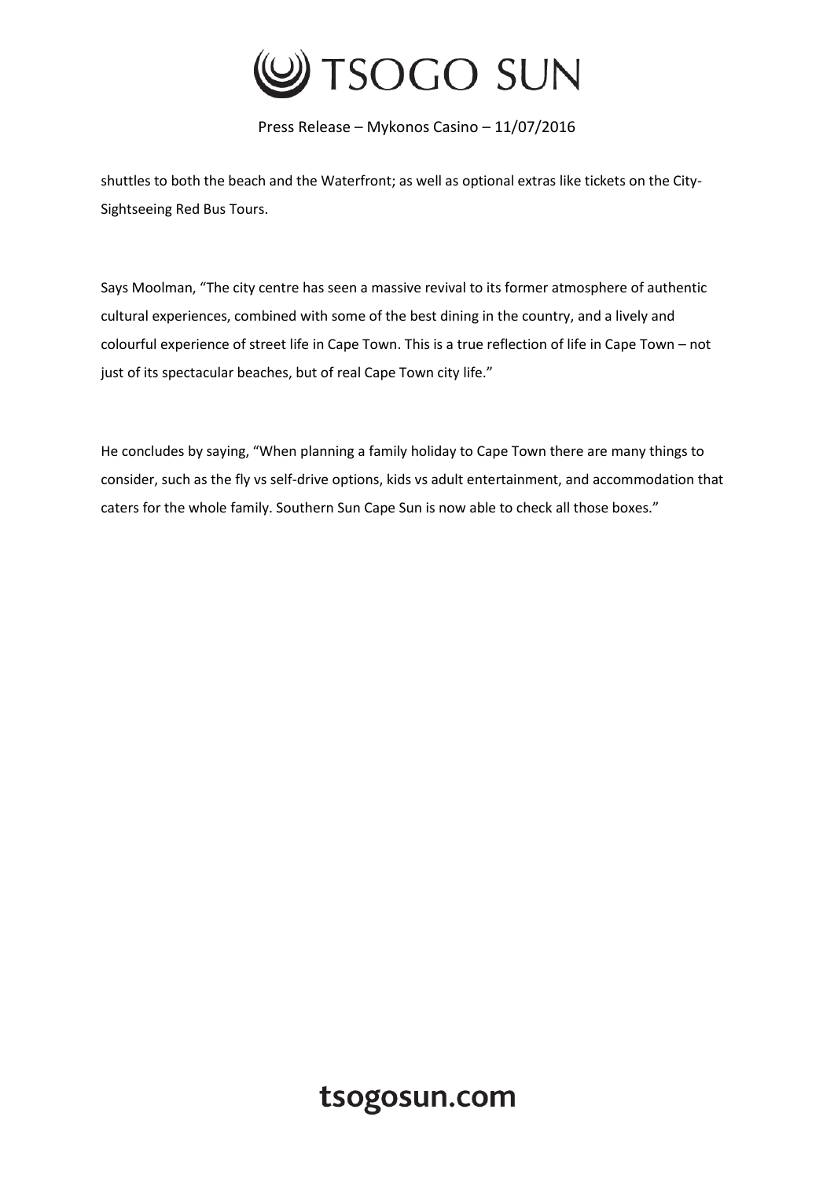shuttles to both the beach and the Waterfront; as well as optional extras like tickets on the City-Sightseeing Red Bus Tours.

Says Moolman, "The city centre has seen a massive revival to its former atmosphere of authentic cultural experiences, combined with some of the best dining in the country, and a lively and colourful experience of street life in Cape Town. This is a true reflection of life in Cape Town – not just of its spectacular beaches, but of real Cape Town city life."

He concludes by saying, "When planning a family holiday to Cape Town there are many things to consider, such as the fly vs self-drive options, kids vs adult entertainment, and accommodation that caters for the whole family. Southern Sun Cape Sun is now able to check all those boxes."